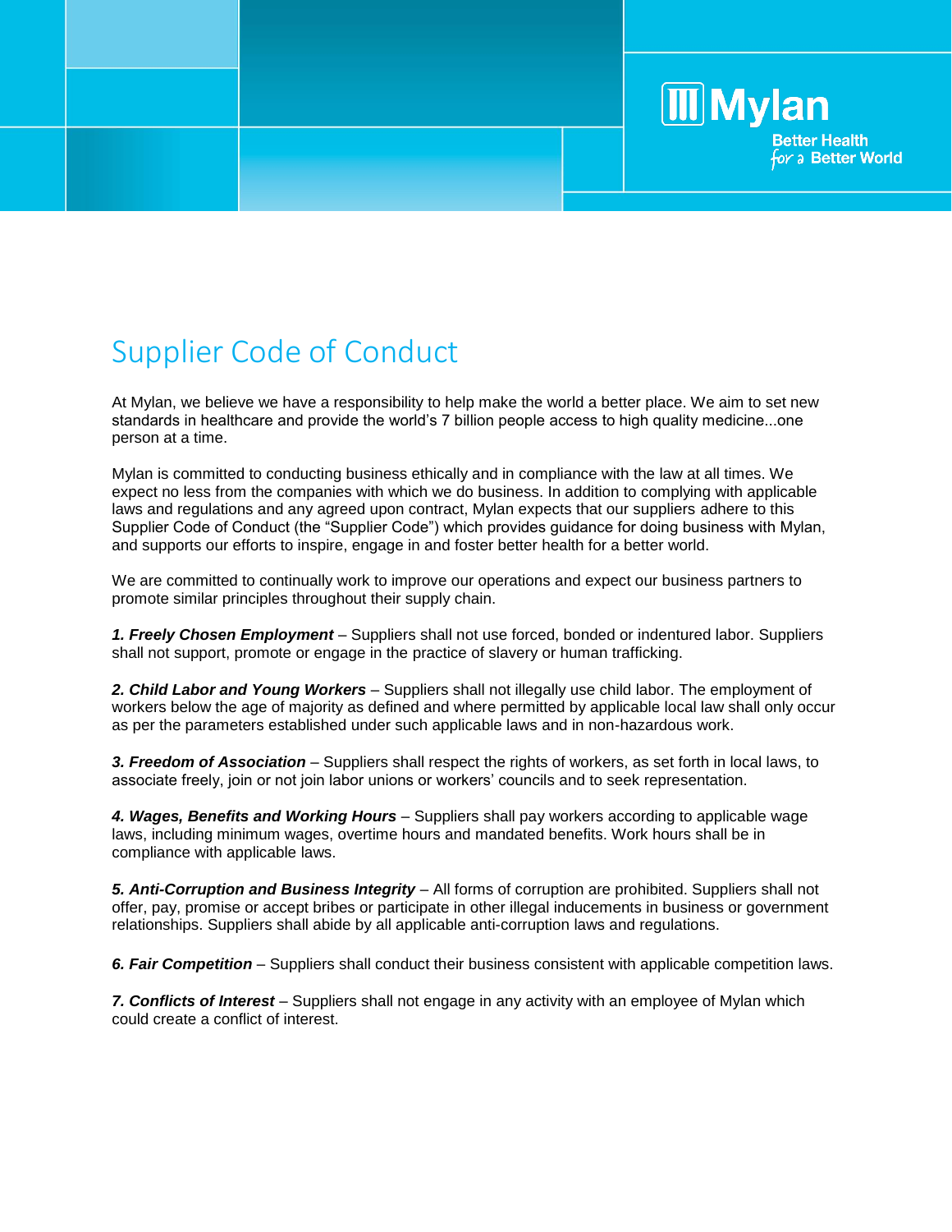Mylan

Better Health for a Better World

# Supplier Code of Conduct

At Mylan, we believe we have a responsibility to help make the world a better place. We aim to set new standards in healthcare and provide the world's 7 billion people access to high quality medicine...one person at a time.

Mylan is committed to conducting business ethically and in compliance with the law at all times. We expect no less from the companies with which we do business. In addition to complying with applicable laws and regulations and any agreed upon contract, Mylan expects that our suppliers adhere to this Supplier Code of Conduct (the "Supplier Code") which provides guidance for doing business with Mylan, and supports our efforts to inspire, engage in and foster better health for a better world.

We are committed to continually work to improve our operations and expect our business partners to promote similar principles throughout their supply chain.

***1. Freely Chosen Employment*** – Suppliers shall not use forced, bonded or indentured labor. Suppliers shall not support, promote or engage in the practice of slavery or human trafficking.

***2. Child Labor and Young Workers*** – Suppliers shall not illegally use child labor. The employment of workers below the age of majority as defined and where permitted by applicable local law shall only occur as per the parameters established under such applicable laws and in non-hazardous work.

***3. Freedom of Association*** – Suppliers shall respect the rights of workers, as set forth in local laws, to associate freely, join or not join labor unions or workers' councils and to seek representation.

***4. Wages, Benefits and Working Hours*** – Suppliers shall pay workers according to applicable wage laws, including minimum wages, overtime hours and mandated benefits. Work hours shall be in compliance with applicable laws.

***5. Anti-Corruption and Business Integrity*** – All forms of corruption are prohibited. Suppliers shall not offer, pay, promise or accept bribes or participate in other illegal inducements in business or government relationships. Suppliers shall abide by all applicable anti-corruption laws and regulations.

***6. Fair Competition*** – Suppliers shall conduct their business consistent with applicable competition laws.

***7. Conflicts of Interest*** – Suppliers shall not engage in any activity with an employee of Mylan which could create a conflict of interest.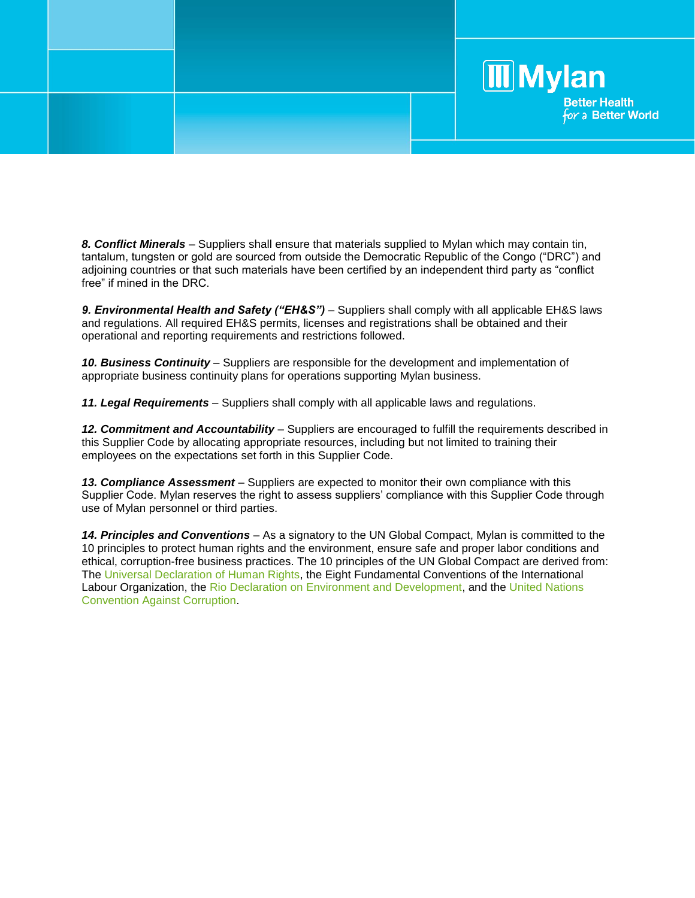***8. Conflict Minerals*** – Suppliers shall ensure that materials supplied to Mylan which may contain tin, tantalum, tungsten or gold are sourced from outside the Democratic Republic of the Congo ("DRC") and adjoining countries or that such materials have been certified by an independent third party as "conflict free" if mined in the DRC.

***9. Environmental Health and Safety ("EH&S")*** – Suppliers shall comply with all applicable EH&S laws and regulations. All required EH&S permits, licenses and registrations shall be obtained and their operational and reporting requirements and restrictions followed.

***10. Business Continuity*** – Suppliers are responsible for the development and implementation of appropriate business continuity plans for operations supporting Mylan business.

***11. Legal Requirements*** – Suppliers shall comply with all applicable laws and regulations.

***12. Commitment and Accountability*** – Suppliers are encouraged to fulfill the requirements described in this Supplier Code by allocating appropriate resources, including but not limited to training their employees on the expectations set forth in this Supplier Code.

***13. Compliance Assessment*** – Suppliers are expected to monitor their own compliance with this Supplier Code. Mylan reserves the right to assess suppliers' compliance with this Supplier Code through use of Mylan personnel or third parties.

***14. Principles and Conventions*** – As a signatory to the UN Global Compact, Mylan is committed to the 10 principles to protect human rights and the environment, ensure safe and proper labor conditions and ethical, corruption-free business practices. The 10 principles of the UN Global Compact are derived from: The Universal Declaration of Human Rights, the Eight Fundamental Conventions of the International Labour Organization, the Rio Declaration on Environment and Development, and the United Nations Convention Against Corruption.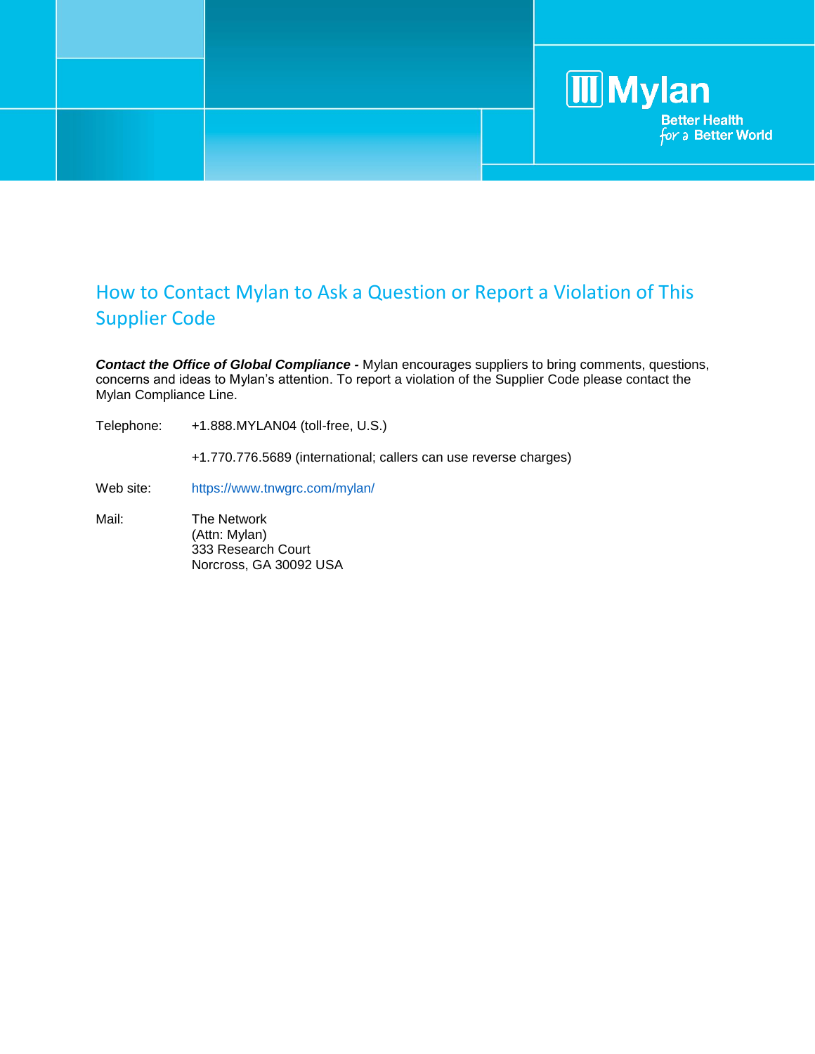## How to Contact Mylan to Ask a Question or Report a Violation of This Supplier Code

***Contact the Office of Global Compliance -*** Mylan encourages suppliers to bring comments, questions, concerns and ideas to Mylan's attention. To report a violation of the Supplier Code please contact the Mylan Compliance Line.

| | |
|---|---|
| Telephone: | +1.888.MYLAN04 (toll-free, U.S.) |
| | +1.770.776.5689 (international; callers can use reverse charges) |
| Web site: | https://www.tnwgrc.com/mylan/ |
| Mail: | The Network<br>(Attn: Mylan)<br>333 Research Court<br>Norcross, GA 30092 USA |